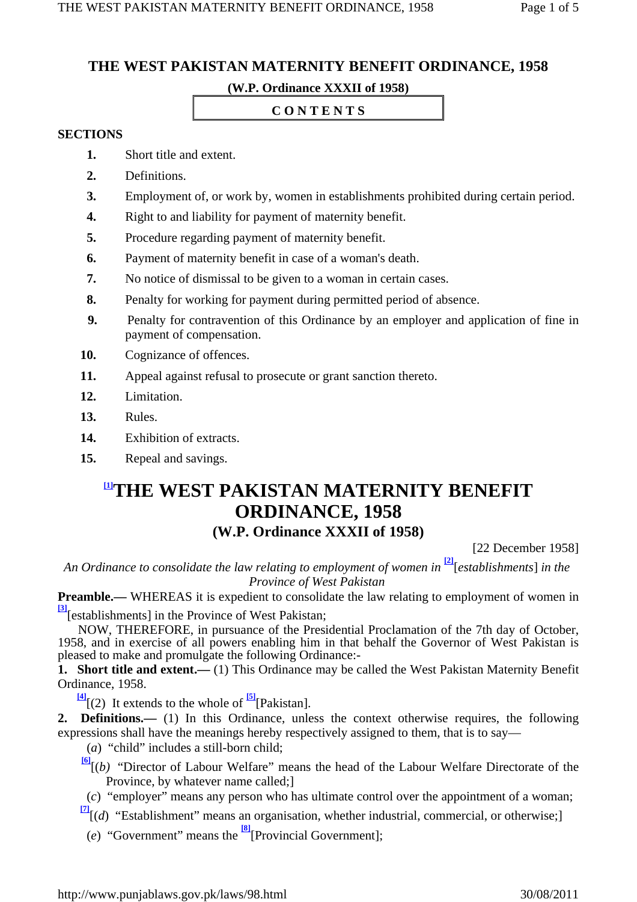# THE WEST PAKISTAN MATERNITY BENEFIT ORDINANCE, 1958

**(W.P. Ordinance XXXII of 1958)**

**CONTENTS**

**SECTIONS**

1. Short title and extent.
2. Definitions.
3. Employment of, or work by, women in establishments prohibited during certain period.
4. Right to and liability for payment of maternity benefit.
5. Procedure regarding payment of maternity benefit.
6. Payment of maternity benefit in case of a woman's death.
7. No notice of dismissal to be given to a woman in certain cases.
8. Penalty for working for payment during permitted period of absence.
9. Penalty for contravention of this Ordinance by an employer and application of fine in payment of compensation.
10. Cognizance of offences.
11. Appeal against refusal to prosecute or grant sanction thereto.
12. Limitation.
13. Rules.
14. Exhibition of extracts.
15. Repeal and savings.

# [1]THE WEST PAKISTAN MATERNITY BENEFIT ORDINANCE, 1958

## (W.P. Ordinance XXXII of 1958)

[22 December 1958]

*An Ordinance to consolidate the law relating to employment of women in* [2][*establishments*] *in the Province of West Pakistan*

**Preamble.—** WHEREAS it is expedient to consolidate the law relating to employment of women in [3][establishments] in the Province of West Pakistan;

NOW, THEREFORE, in pursuance of the Presidential Proclamation of the 7th day of October, 1958, and in exercise of all powers enabling him in that behalf the Governor of West Pakistan is pleased to make and promulgate the following Ordinance:-

**1. Short title and extent.—** (1) This Ordinance may be called the West Pakistan Maternity Benefit Ordinance, 1958.

[4][(2) It extends to the whole of [5][Pakistan].

**2. Definitions.—** (1) In this Ordinance, unless the context otherwise requires, the following expressions shall have the meanings hereby respectively assigned to them, that is to say—

(*a*) "child" includes a still-born child;

[6][(*b*) "Director of Labour Welfare" means the head of the Labour Welfare Directorate of the Province, by whatever name called;]

(*c*) "employer" means any person who has ultimate control over the appointment of a woman;

[7][(*d*) "Establishment" means an organisation, whether industrial, commercial, or otherwise;]

(*e*) "Government" means the [8][Provincial Government];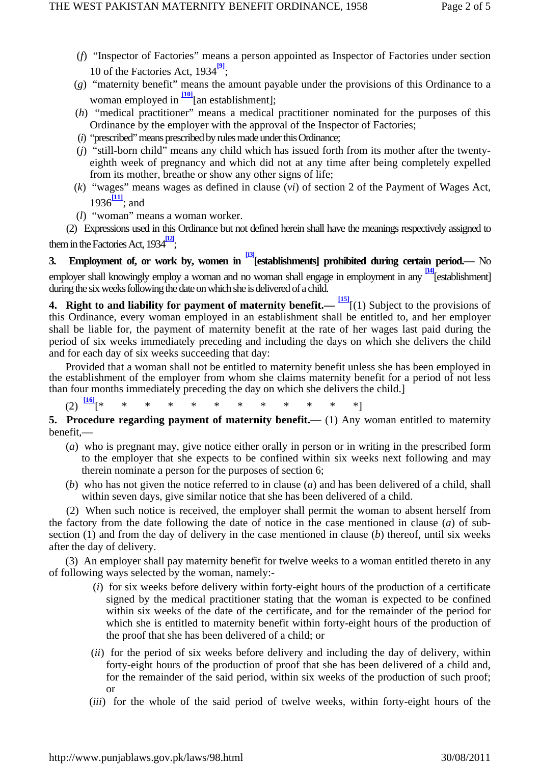(*f*) "Inspector of Factories" means a person appointed as Inspector of Factories under section 10 of the Factories Act, 1934[9];

(*g*) "maternity benefit" means the amount payable under the provisions of this Ordinance to a woman employed in [10][an establishment];

(*h*) "medical practitioner" means a medical practitioner nominated for the purposes of this Ordinance by the employer with the approval of the Inspector of Factories;

(*i*) "prescribed" means prescribed by rules made under this Ordinance;

(*j*) "still-born child" means any child which has issued forth from its mother after the twenty-eighth week of pregnancy and which did not at any time after being completely expelled from its mother, breathe or show any other signs of life;

(*k*) "wages" means wages as defined in clause (*vi*) of section 2 of the Payment of Wages Act, 1936[11]; and

(*l*) "woman" means a woman worker.

(2) Expressions used in this Ordinance but not defined herein shall have the meanings respectively assigned to them in the Factories Act, 1934[12];

**3. Employment of, or work by, women in [13][establishments] prohibited during certain period.—** No employer shall knowingly employ a woman and no woman shall engage in employment in any [14][establishment] during the six weeks following the date on which she is delivered of a child.

**4. Right to and liability for payment of maternity benefit.—** [15][(1) Subject to the provisions of this Ordinance, every woman employed in an establishment shall be entitled to, and her employer shall be liable for, the payment of maternity benefit at the rate of her wages last paid during the period of six weeks immediately preceding and including the days on which she delivers the child and for each day of six weeks succeeding that day:

Provided that a woman shall not be entitled to maternity benefit unless she has been employed in the establishment of the employer from whom she claims maternity benefit for a period of not less than four months immediately preceding the day on which she delivers the child.]

(2) [16][* * * * * * * * * * * *]

**5. Procedure regarding payment of maternity benefit.—** (1) Any woman entitled to maternity benefit,—

(*a*) who is pregnant may, give notice either orally in person or in writing in the prescribed form to the employer that she expects to be confined within six weeks next following and may therein nominate a person for the purposes of section 6;

(*b*) who has not given the notice referred to in clause (*a*) and has been delivered of a child, shall within seven days, give similar notice that she has been delivered of a child.

(2) When such notice is received, the employer shall permit the woman to absent herself from the factory from the date following the date of notice in the case mentioned in clause (*a*) of sub-section (1) and from the day of delivery in the case mentioned in clause (*b*) thereof, until six weeks after the day of delivery.

(3) An employer shall pay maternity benefit for twelve weeks to a woman entitled thereto in any of following ways selected by the woman, namely:-

(*i*) for six weeks before delivery within forty-eight hours of the production of a certificate signed by the medical practitioner stating that the woman is expected to be confined within six weeks of the date of the certificate, and for the remainder of the period for which she is entitled to maternity benefit within forty-eight hours of the production of the proof that she has been delivered of a child; or

(*ii*) for the period of six weeks before delivery and including the day of delivery, within forty-eight hours of the production of proof that she has been delivered of a child and, for the remainder of the said period, within six weeks of the production of such proof; or

(*iii*) for the whole of the said period of twelve weeks, within forty-eight hours of the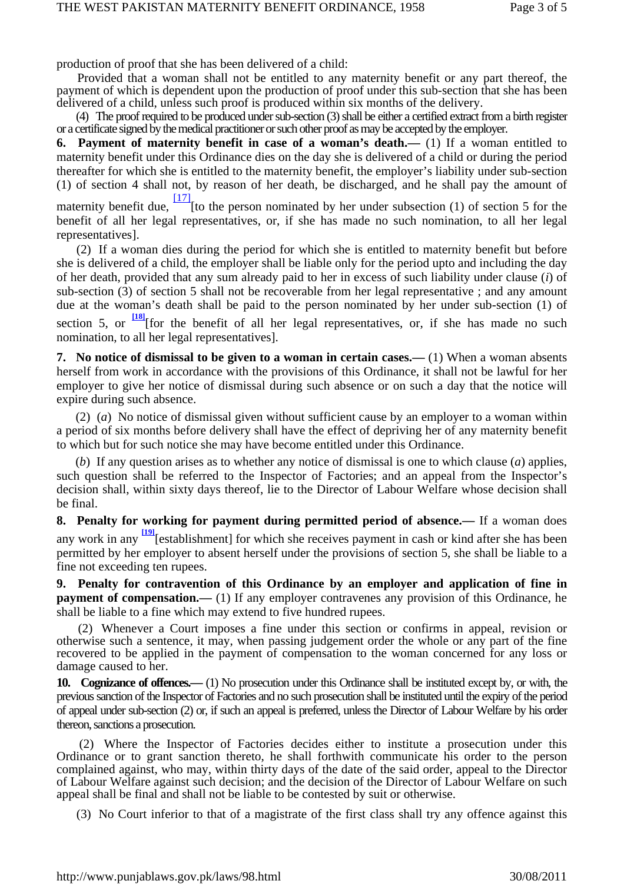production of proof that she has been delivered of a child:

Provided that a woman shall not be entitled to any maternity benefit or any part thereof, the payment of which is dependent upon the production of proof under this sub-section that she has been delivered of a child, unless such proof is produced within six months of the delivery.

(4) The proof required to be produced under sub-section (3) shall be either a certified extract from a birth register or a certificate signed by the medical practitioner or such other proof as may be accepted by the employer.

**6. Payment of maternity benefit in case of a woman's death.—** (1) If a woman entitled to maternity benefit under this Ordinance dies on the day she is delivered of a child or during the period thereafter for which she is entitled to the maternity benefit, the employer's liability under sub-section (1) of section 4 shall not, by reason of her death, be discharged, and he shall pay the amount of maternity benefit due, [17][to the person nominated by her under subsection (1) of section 5 for the benefit of all her legal representatives, or, if she has made no such nomination, to all her legal representatives].

(2) If a woman dies during the period for which she is entitled to maternity benefit but before she is delivered of a child, the employer shall be liable only for the period upto and including the day of her death, provided that any sum already paid to her in excess of such liability under clause (*i*) of sub-section (3) of section 5 shall not be recoverable from her legal representative ; and any amount due at the woman's death shall be paid to the person nominated by her under sub-section (1) of section 5, or [18][for the benefit of all her legal representatives, or, if she has made no such nomination, to all her legal representatives].

**7. No notice of dismissal to be given to a woman in certain cases.—** (1) When a woman absents herself from work in accordance with the provisions of this Ordinance, it shall not be lawful for her employer to give her notice of dismissal during such absence or on such a day that the notice will expire during such absence.

(2) (*a*) No notice of dismissal given without sufficient cause by an employer to a woman within a period of six months before delivery shall have the effect of depriving her of any maternity benefit to which but for such notice she may have become entitled under this Ordinance.

(*b*) If any question arises as to whether any notice of dismissal is one to which clause (*a*) applies, such question shall be referred to the Inspector of Factories; and an appeal from the Inspector's decision shall, within sixty days thereof, lie to the Director of Labour Welfare whose decision shall be final.

**8. Penalty for working for payment during permitted period of absence.—** If a woman does any work in any [19][establishment] for which she receives payment in cash or kind after she has been permitted by her employer to absent herself under the provisions of section 5, she shall be liable to a fine not exceeding ten rupees.

**9. Penalty for contravention of this Ordinance by an employer and application of fine in payment of compensation.—** (1) If any employer contravenes any provision of this Ordinance, he shall be liable to a fine which may extend to five hundred rupees.

(2) Whenever a Court imposes a fine under this section or confirms in appeal, revision or otherwise such a sentence, it may, when passing judgement order the whole or any part of the fine recovered to be applied in the payment of compensation to the woman concerned for any loss or damage caused to her.

**10. Cognizance of offences.—** (1) No prosecution under this Ordinance shall be instituted except by, or with, the previous sanction of the Inspector of Factories and no such prosecution shall be instituted until the expiry of the period of appeal under sub-section (2) or, if such an appeal is preferred, unless the Director of Labour Welfare by his order thereon, sanctions a prosecution.

(2) Where the Inspector of Factories decides either to institute a prosecution under this Ordinance or to grant sanction thereto, he shall forthwith communicate his order to the person complained against, who may, within thirty days of the date of the said order, appeal to the Director of Labour Welfare against such decision; and the decision of the Director of Labour Welfare on such appeal shall be final and shall not be liable to be contested by suit or otherwise.

(3) No Court inferior to that of a magistrate of the first class shall try any offence against this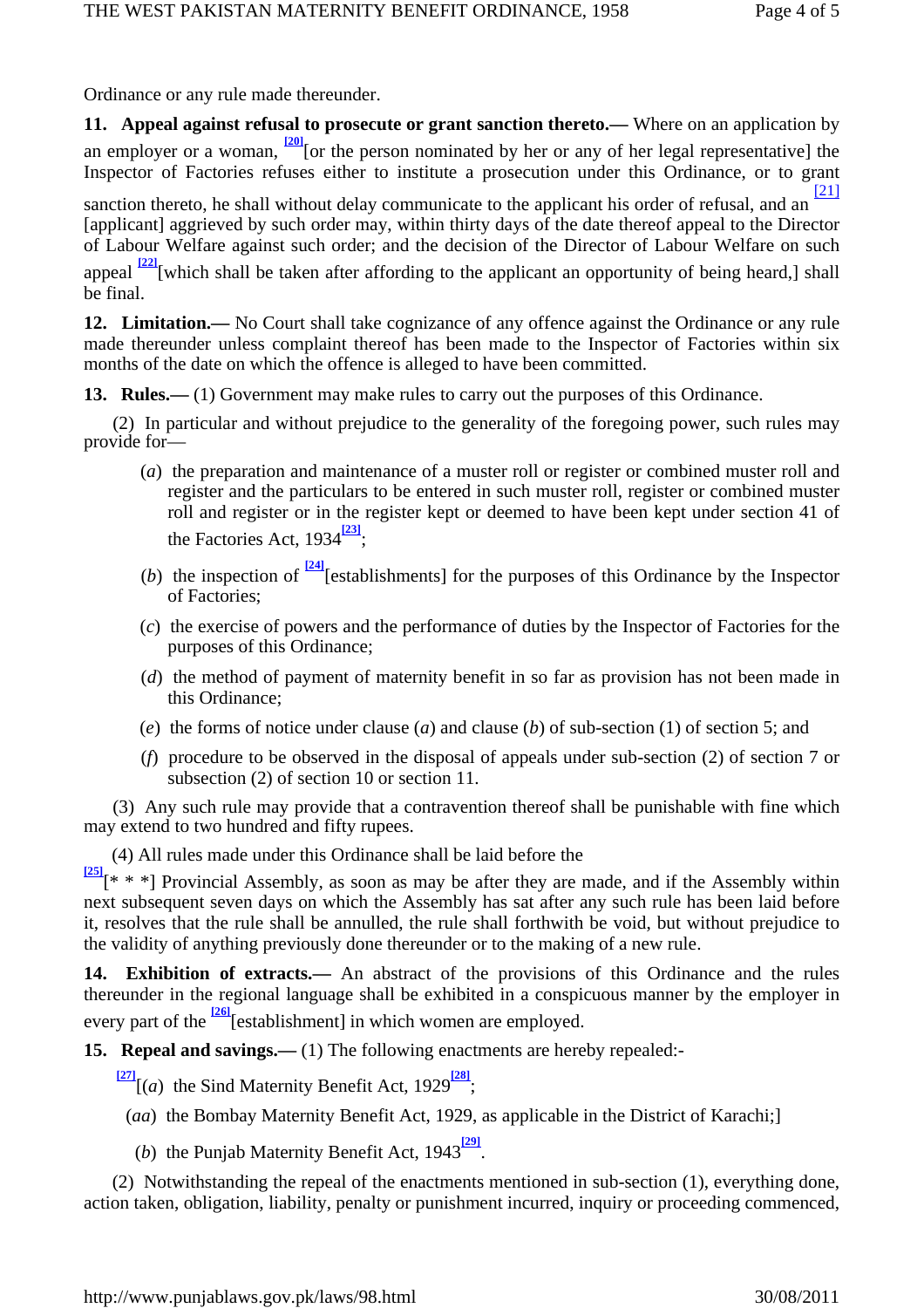Ordinance or any rule made thereunder.

**11. Appeal against refusal to prosecute or grant sanction thereto.—** Where on an application by an employer or a woman, [20][or the person nominated by her or any of her legal representative] the Inspector of Factories refuses either to institute a prosecution under this Ordinance, or to grant sanction thereto, he shall without delay communicate to the applicant his order of refusal, and an [21][applicant] aggrieved by such order may, within thirty days of the date thereof appeal to the Director of Labour Welfare against such order; and the decision of the Director of Labour Welfare on such appeal [22][which shall be taken after affording to the applicant an opportunity of being heard,] shall be final.

**12. Limitation.—** No Court shall take cognizance of any offence against the Ordinance or any rule made thereunder unless complaint thereof has made to the Inspector of Factories within six months of the date on which the offence is alleged to have been committed.

**13. Rules.—** (1) Government may make rules to carry out the purposes of this Ordinance.

(2) In particular and without prejudice to the generality of the foregoing power, such rules may provide for—

(*a*) the preparation and maintenance of a muster roll or register or combined muster roll and register and the particulars to be entered in such muster roll, register or combined muster roll and register or in the register kept or deemed to have been kept under section 41 of the Factories Act, 1934[23];

(*b*) the inspection of [24][establishments] for the purposes of this Ordinance by the Inspector of Factories;

(*c*) the exercise of powers and the performance of duties by the Inspector of Factories for the purposes of this Ordinance;

(*d*) the method of payment of maternity benefit in so far as provision has not been made in this Ordinance;

(*e*) the forms of notice under clause (*a*) and clause (*b*) of sub-section (1) of section 5; and

(*f*) procedure to be observed in the disposal of appeals under sub-section (2) of section 7 or subsection (2) of section 10 or section 11.

(3) Any such rule may provide that a contravention thereof shall be punishable with fine which may extend to two hundred and fifty rupees.

(4) All rules made under this Ordinance shall be laid before the [25][* * *] Provincial Assembly, as soon as may be after they are made, and if the Assembly within next subsequent seven days on which the Assembly has sat after any such rule has been laid before it, resolves that the rule shall be annulled, the rule shall forthwith be void, but without prejudice to the validity of anything previously done thereunder or to the making of a new rule.

**14. Exhibition of extracts.—** An abstract of the provisions of this Ordinance and the rules thereunder in the regional language shall be exhibited in a conspicuous manner by the employer in every part of the [26][establishment] in which women are employed.

**15. Repeal and savings.—** (1) The following enactments are hereby repealed:-

[27][(*a*) the Sind Maternity Benefit Act, 1929[28];

(*aa*) the Bombay Maternity Benefit Act, 1929, as applicable in the District of Karachi;]

(*b*) the Punjab Maternity Benefit Act, 1943[29].

(2) Notwithstanding the repeal of the enactments mentioned in sub-section (1), everything done, action taken, obligation, liability, penalty or punishment incurred, inquiry or proceeding commenced,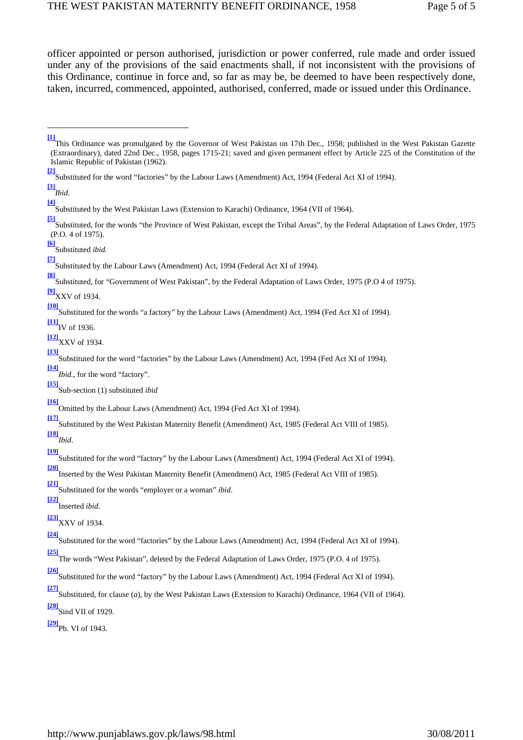officer appointed or person authorised, jurisdiction or power conferred, rule made and order issued under any of the provisions of the said enactments shall, if not inconsistent with the provisions of this Ordinance, continue in force and, so far as may be, be deemed to have been respectively done, taken, incurred, commenced, appointed, authorised, conferred, made or issued under this Ordinance.

---

[1] This Ordinance was promulgated by the Governor of West Pakistan on 17th Dec., 1958; published in the West Pakistan Gazette (Extraordinary), dated 22nd Dec., 1958, pages 1715-21; saved and given permanent effect by Article 225 of the Constitution of the Islamic Republic of Pakistan (1962).

[2] Substituted for the word "factories" by the Labour Laws (Amendment) Act, 1994 (Federal Act XI of 1994).

[3] *Ibid*.

[4] Substituted by the West Pakistan Laws (Extension to Karachi) Ordinance, 1964 (VII of 1964).

[5] Substituted, for the words "the Province of West Pakistan, except the Tribal Areas", by the Federal Adaptation of Laws Order, 1975 (P.O. 4 of 1975).

[6] Substituted *ibid.*

[7] Substituted by the Labour Laws (Amendment) Act, 1994 (Federal Act XI of 1994).

[8] Substituted, for "Government of West Pakistan", by the Federal Adaptation of Laws Order, 1975 (P.O 4 of 1975).

[9] XXV of 1934.

[10] Substituted for the words "a factory" by the Labour Laws (Amendment) Act, 1994 (Fed Act XI of 1994).

[11] IV of 1936.

[12] XXV of 1934.

[13] Substituted for the word "factories" by the Labour Laws (Amendment) Act, 1994 (Fed Act XI of 1994).

[14] *Ibid.*, for the word "factory".

[15] Sub-section (1) substituted *ibid*

[16] Omitted by the Labour Laws (Amendment) Act, 1994 (Fed Act XI of 1994).

[17] Substituted by the West Pakistan Maternity Benefit (Amendment) Act, 1985 (Federal Act VIII of 1985).

[18] *Ibid*.

[19] Substituted for the word "factory" by the Labour Laws (Amendment) Act, 1994 (Federal Act XI of 1994).

[20] Inserted by the West Pakistan Maternity Benefit (Amendment) Act, 1985 (Federal Act VIII of 1985).

[21] Substituted for the words "employer or a woman" *ibid*.

[22] Inserted *ibid.*

[23] XXV of 1934.

[24] Substituted for the word "factories" by the Labour Laws (Amendment) Act, 1994 (Federal Act XI of 1994).

[25] The words "West Pakistan", deleted by the Federal Adaptation of Laws Order, 1975 (P.O. 4 of 1975).

[26] Substituted for the word "factory" by the Labour Laws (Amendment) Act, 1994 (Federal Act XI of 1994).

[27] Substituted, for clause (*a*), by the West Pakistan Laws (Extension to Karachi) Ordinance, 1964 (VII of 1964).

[28] Sind VII of 1929.

[29] Pb. VI of 1943.